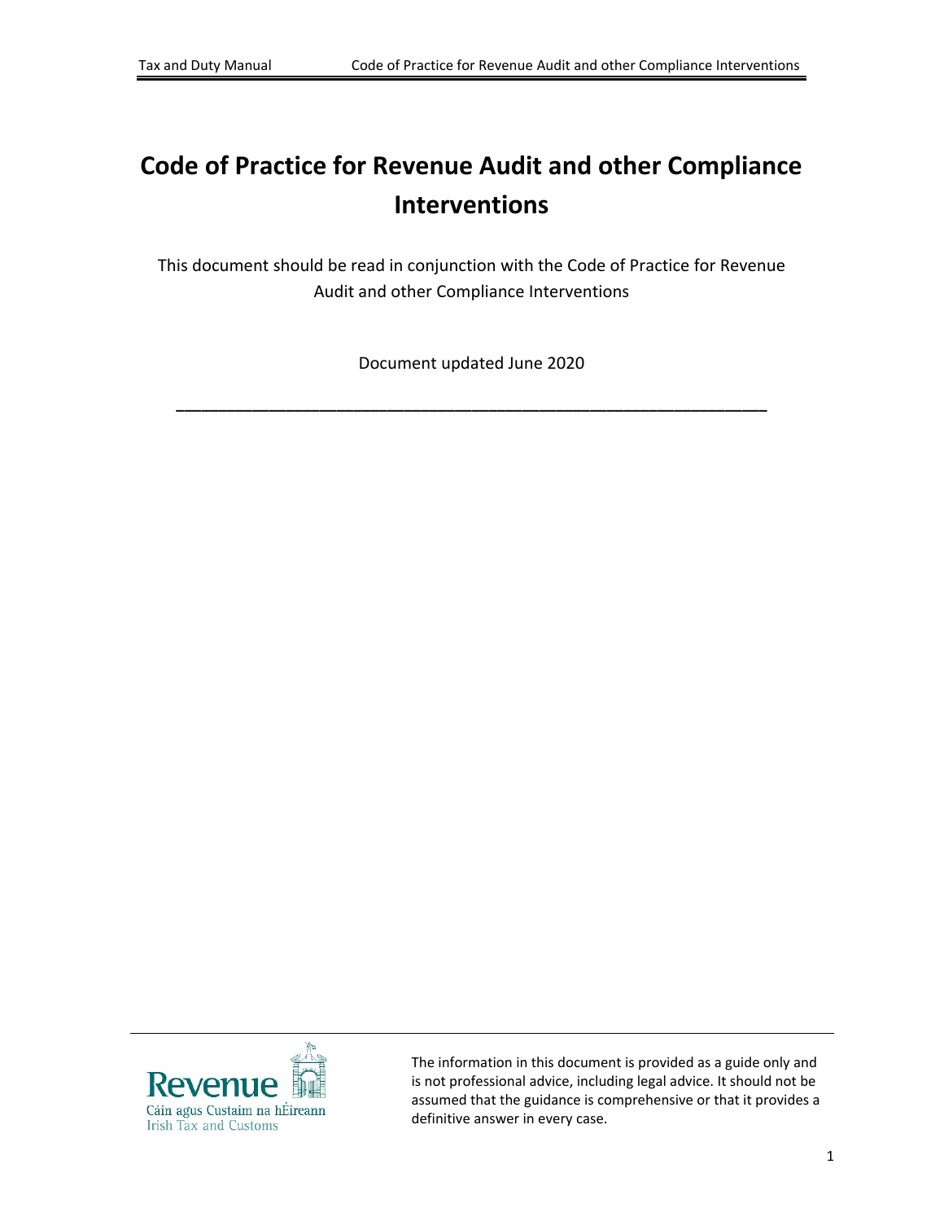# Code of Practice for Revenue Audit and other Compliance Interventions

This document should be read in conjunction with the Code of Practice for Revenue Audit and other Compliance Interventions

Document updated June 2020

---

Revenue
Cáin agus Custaim na hÉireann
Irish Tax and Customs

The information in this document is provided as a guide only and is not professional advice, including legal advice. It should not be assumed that the guidance is comprehensive or that it provides a definitive answer in every case.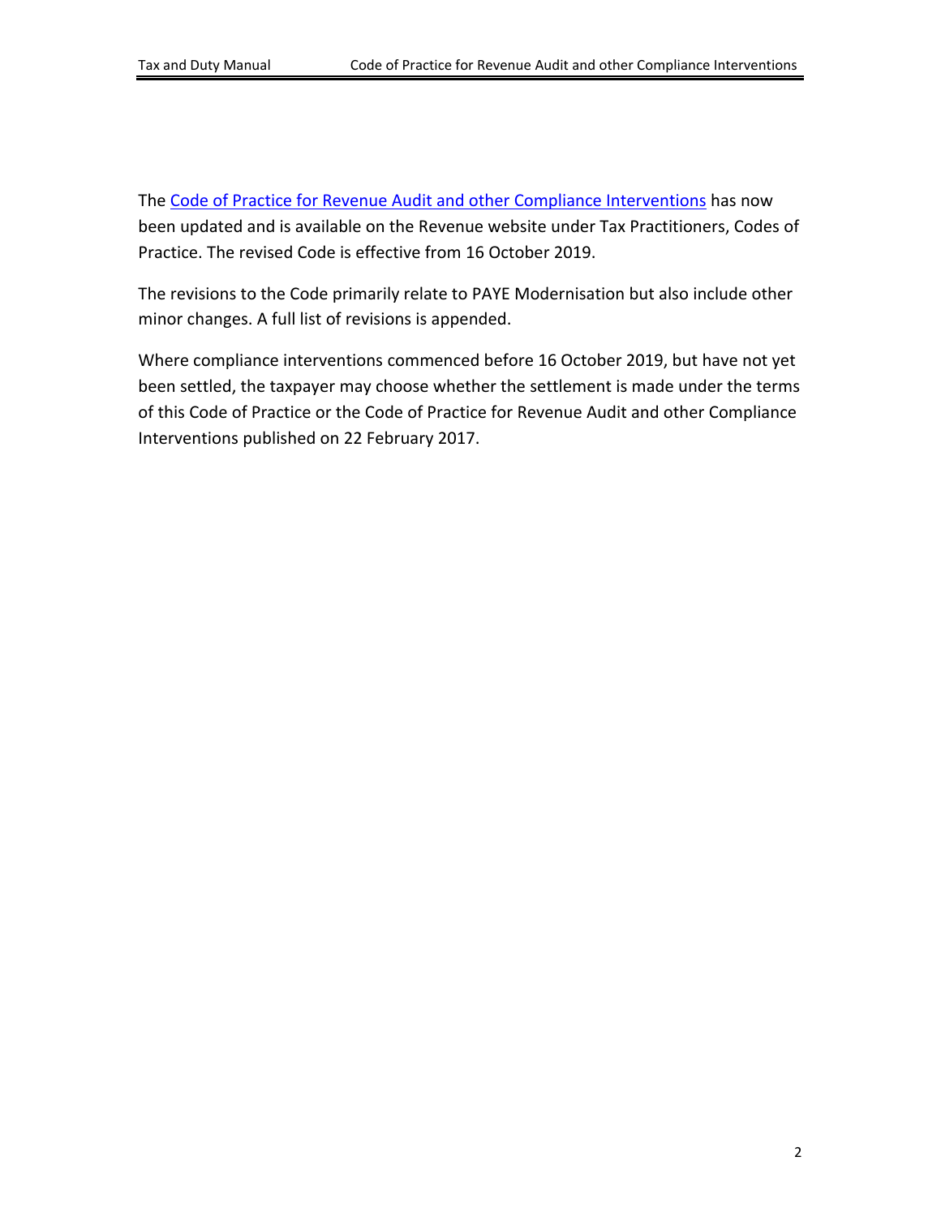The Code of Practice for Revenue Audit and other Compliance Interventions has now been updated and is available on the Revenue website under Tax Practitioners, Codes of Practice. The revised Code is effective from 16 October 2019.

The revisions to the Code primarily relate to PAYE Modernisation but also include other minor changes. A full list of revisions is appended.

Where compliance interventions commenced before 16 October 2019, but have not yet been settled, the taxpayer may choose whether the settlement is made under the terms of this Code of Practice or the Code of Practice for Revenue Audit and other Compliance Interventions published on 22 February 2017.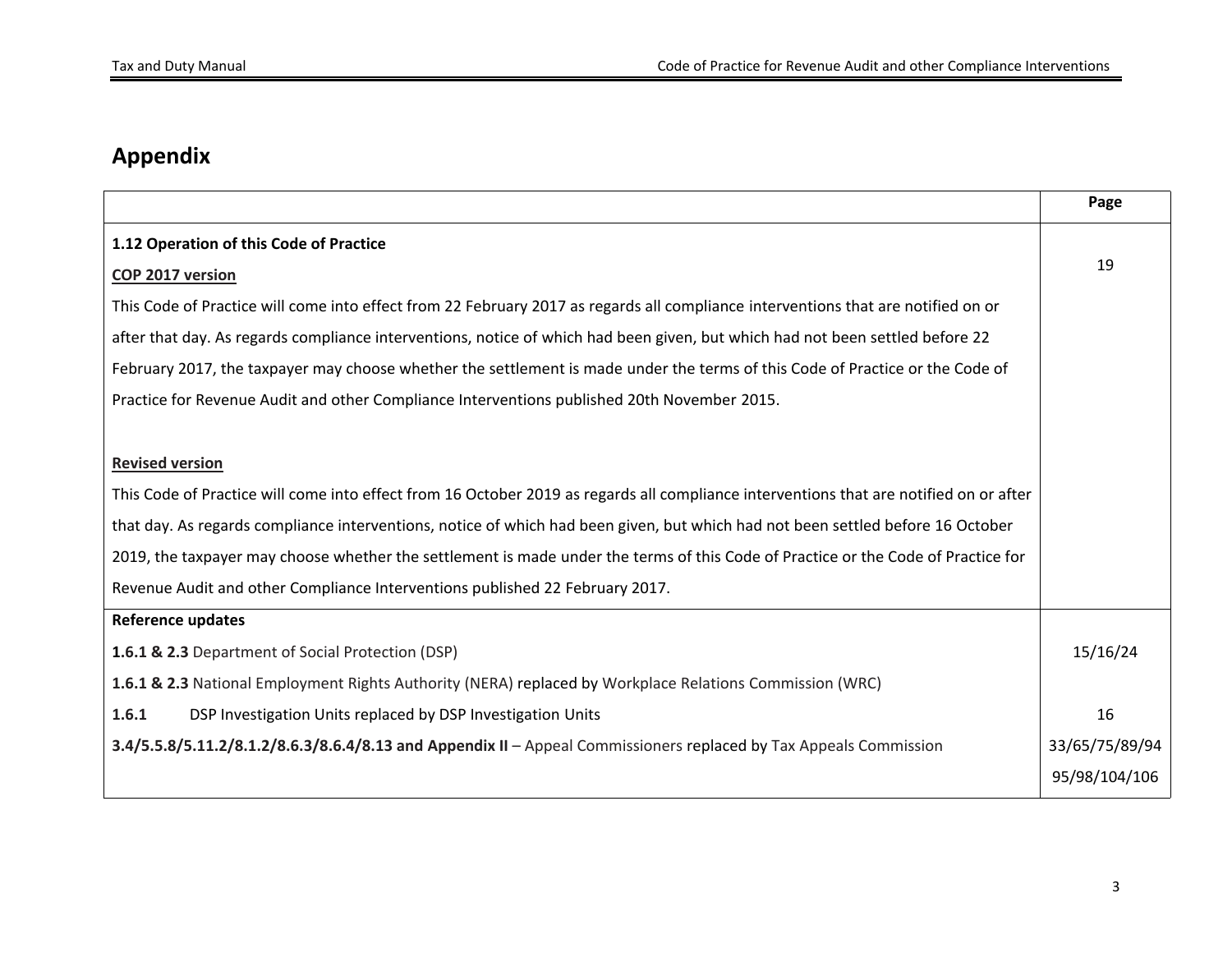# Appendix

| | Page |
|---|---|
| **1.12 Operation of this Code of Practice**<br>**COP 2017 version**<br>This Code of Practice will come into effect from 22 February 2017 as regards all compliance interventions that are notified on or after that day. As regards compliance interventions, notice of which had been given, but which had not been settled before 22 February 2017, the taxpayer may choose whether the settlement is made under the terms of this Code of Practice or the Code of Practice for Revenue Audit and other Compliance Interventions published 20th November 2015.<br><br>**Revised version**<br>This Code of Practice will come into effect from 16 October 2019 as regards all compliance interventions that are notified on or after that day. As regards compliance interventions, notice of which had been given, but which had not been settled before 16 October 2019, the taxpayer may choose whether the settlement is made under the terms of this Code of Practice or the Code of Practice for Revenue Audit and other Compliance Interventions published 22 February 2017. | 19 |
| **Reference updates** | |
| **1.6.1 & 2.3** Department of Social Protection (DSP) | 15/16/24 |
| **1.6.1 & 2.3** National Employment Rights Authority (NERA) replaced by Workplace Relations Commission (WRC) | |
| **1.6.1** DSP Investigation Units replaced by DSP Investigation Units | 16 |
| **3.4/5.5.8/5.11.2/8.1.2/8.6.3/8.6.4/8.13 and Appendix II** – Appeal Commissioners replaced by Tax Appeals Commission | 33/65/75/89/94<br>95/98/104/106 |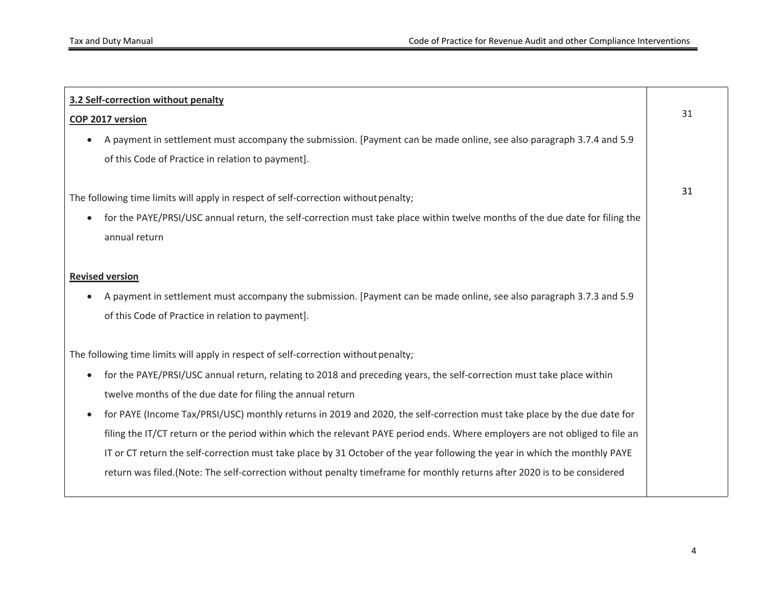| | |
| --- | --- |
| **3.2 Self-correction without penalty**<br><br>**COP 2017 version**<br><br>• A payment in settlement must accompany the submission. [Payment can be made online, see also paragraph 3.7.4 and 5.9 of this Code of Practice in relation to payment].<br><br>The following time limits will apply in respect of self-correction without penalty;<br><br>• for the PAYE/PRSI/USC annual return, the self-correction must take place within twelve months of the due date for filing the annual return<br><br>**Revised version**<br><br>• A payment in settlement must accompany the submission. [Payment can be made online, see also paragraph 3.7.3 and 5.9 of this Code of Practice in relation to payment].<br><br>The following time limits will apply in respect of self-correction without penalty;<br><br>• for the PAYE/PRSI/USC annual return, relating to 2018 and preceding years, the self-correction must take place within twelve months of the due date for filing the annual return<br>• for PAYE (Income Tax/PRSI/USC) monthly returns in 2019 and 2020, the self-correction must take place by the due date for filing the IT/CT return or the period within which the relevant PAYE period ends. Where employers are not obliged to file an IT or CT return the self-correction must take place by 31 October of the year following the year in which the monthly PAYE return was filed.(Note: The self-correction without penalty timeframe for monthly returns after 2020 is to be considered | 31<br><br>31 |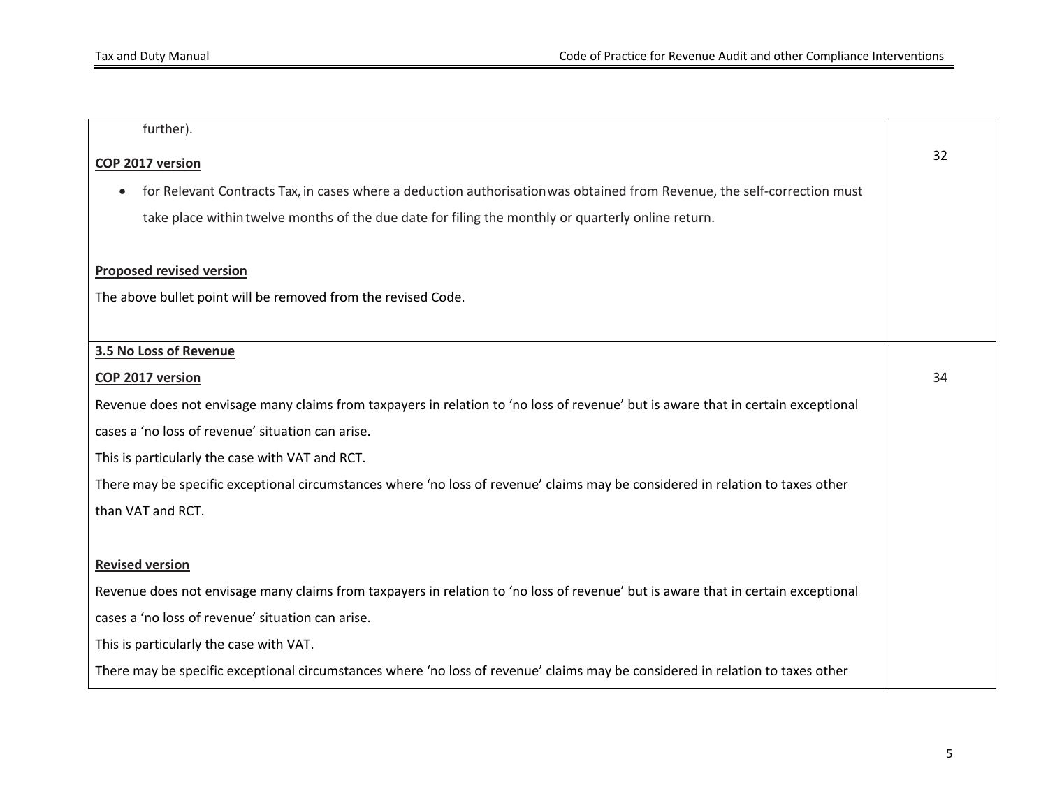| | |
|---|---|
| further).<br><br>**COP 2017 version**<br><br>• for Relevant Contracts Tax, in cases where a deduction authorisation was obtained from Revenue, the self-correction must take place within twelve months of the due date for filing the monthly or quarterly online return.<br><br>**Proposed revised version**<br><br>The above bullet point will be removed from the revised Code. | 32 |
| **3.5 No Loss of Revenue**<br><br>**COP 2017 version**<br><br>Revenue does not envisage many claims from taxpayers in relation to 'no loss of revenue' but is aware that in certain exceptional cases a 'no loss of revenue' situation can arise.<br><br>This is particularly the case with VAT and RCT.<br><br>There may be specific exceptional circumstances where 'no loss of revenue' claims may be considered in relation to taxes other than VAT and RCT.<br><br>**Revised version**<br><br>Revenue does not envisage many claims from taxpayers in relation to 'no loss of revenue' but is aware that in certain exceptional cases a 'no loss of revenue' situation can arise.<br><br>This is particularly the case with VAT.<br><br>There may be specific exceptional circumstances where 'no loss of revenue' claims may be considered in relation to taxes other | 34 |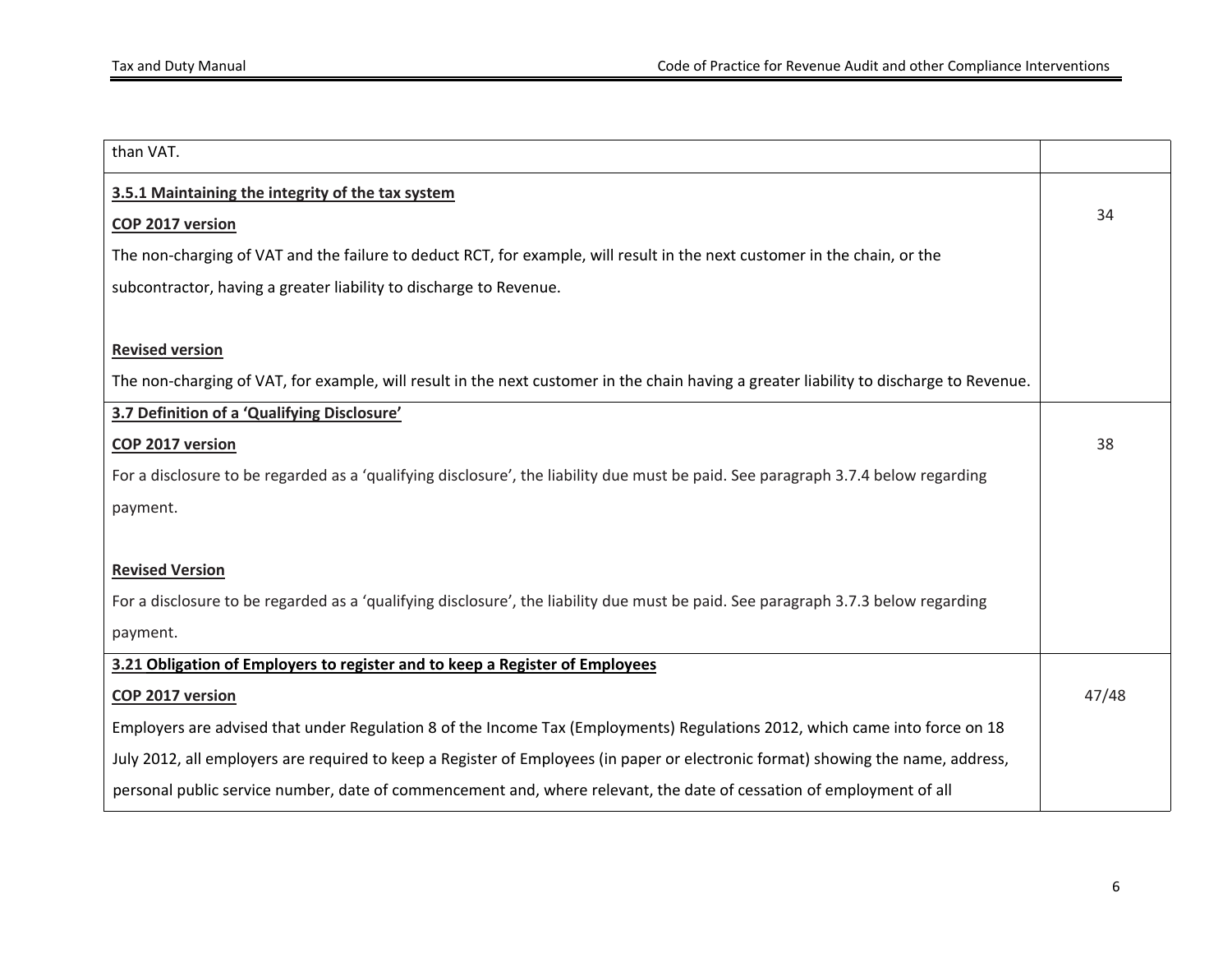| | |
|---|---|
| than VAT. | |
| **3.5.1 Maintaining the integrity of the tax system**<br><br>**COP 2017 version**<br><br>The non-charging of VAT and the failure to deduct RCT, for example, will result in the next customer in the chain, or the subcontractor, having a greater liability to discharge to Revenue.<br><br>**Revised version**<br><br>The non-charging of VAT, for example, will result in the next customer in the chain having a greater liability to discharge to Revenue. | 34 |
| **3.7 Definition of a 'Qualifying Disclosure'**<br><br>**COP 2017 version**<br><br>For a disclosure to be regarded as a 'qualifying disclosure', the liability due must be paid. See paragraph 3.7.4 below regarding payment.<br><br>**Revised Version**<br><br>For a disclosure to be regarded as a 'qualifying disclosure', the liability due must be paid. See paragraph 3.7.3 below regarding payment. | 38 |
| **3.21 Obligation of Employers to register and to keep a Register of Employees**<br><br>**COP 2017 version**<br><br>Employers are advised that under Regulation 8 of the Income Tax (Employments) Regulations 2012, which came into force on 18 July 2012, all employers are required to keep a Register of Employees (in paper or electronic format) showing the name, address, personal public service number, date of commencement and, where relevant, the date of cessation of employment of all | 47/48 |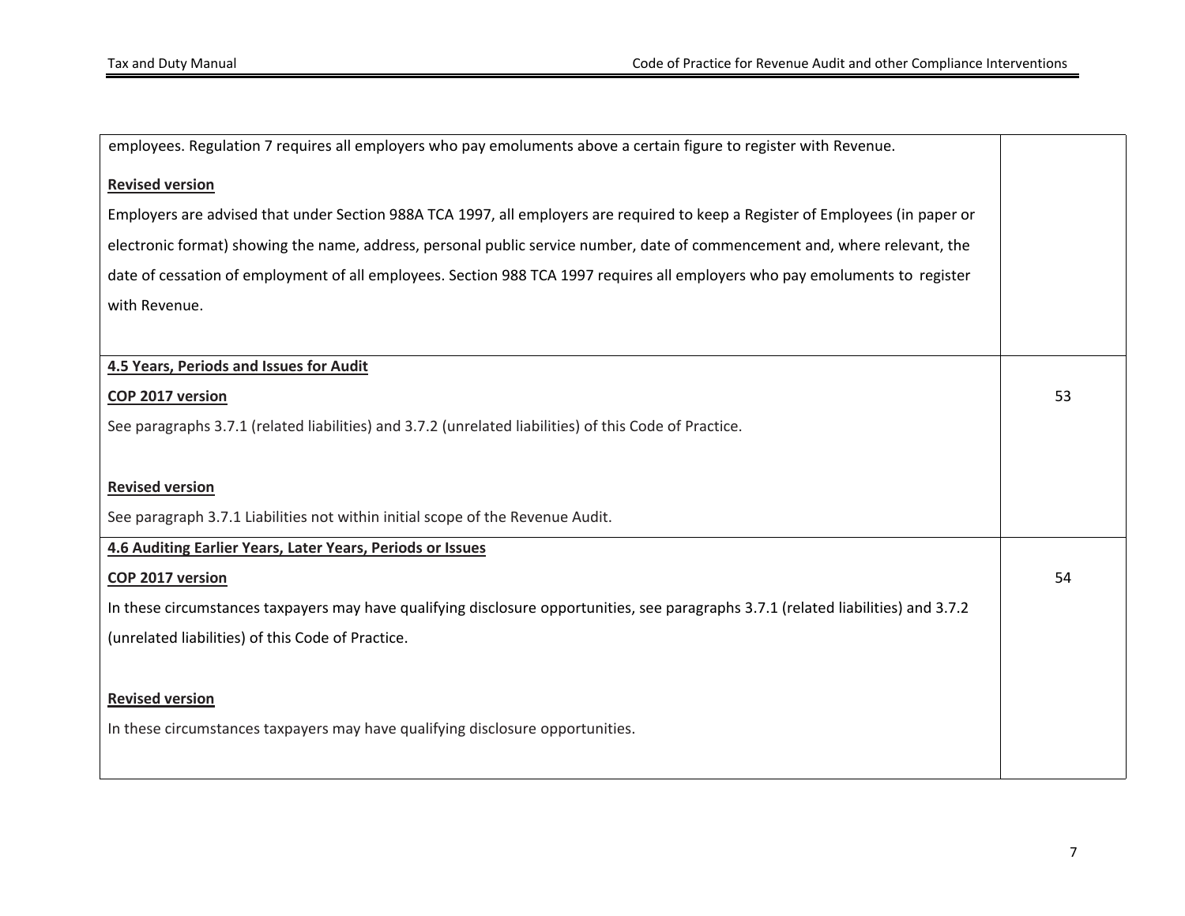| | |
|---|---|
| employees. Regulation 7 requires all employers who pay emoluments above a certain figure to register with Revenue.<br><br>**Revised version**<br>Employers are advised that under Section 988A TCA 1997, all employers are required to keep a Register of Employees (in paper or electronic format) showing the name, address, personal public service number, date of commencement and, where relevant, the date of cessation of employment of all employees. Section 988 TCA 1997 requires all employers who pay emoluments to register with Revenue. | |
| **4.5 Years, Periods and Issues for Audit**<br>**COP 2017 version**<br>See paragraphs 3.7.1 (related liabilities) and 3.7.2 (unrelated liabilities) of this Code of Practice.<br><br>**Revised version**<br>See paragraph 3.7.1 Liabilities not within initial scope of the Revenue Audit. | 53 |
| **4.6 Auditing Earlier Years, Later Years, Periods or Issues**<br>**COP 2017 version**<br>In these circumstances taxpayers may have qualifying disclosure opportunities, see paragraphs 3.7.1 (related liabilities) and 3.7.2 (unrelated liabilities) of this Code of Practice.<br><br>**Revised version**<br>In these circumstances taxpayers may have qualifying disclosure opportunities. | 54 |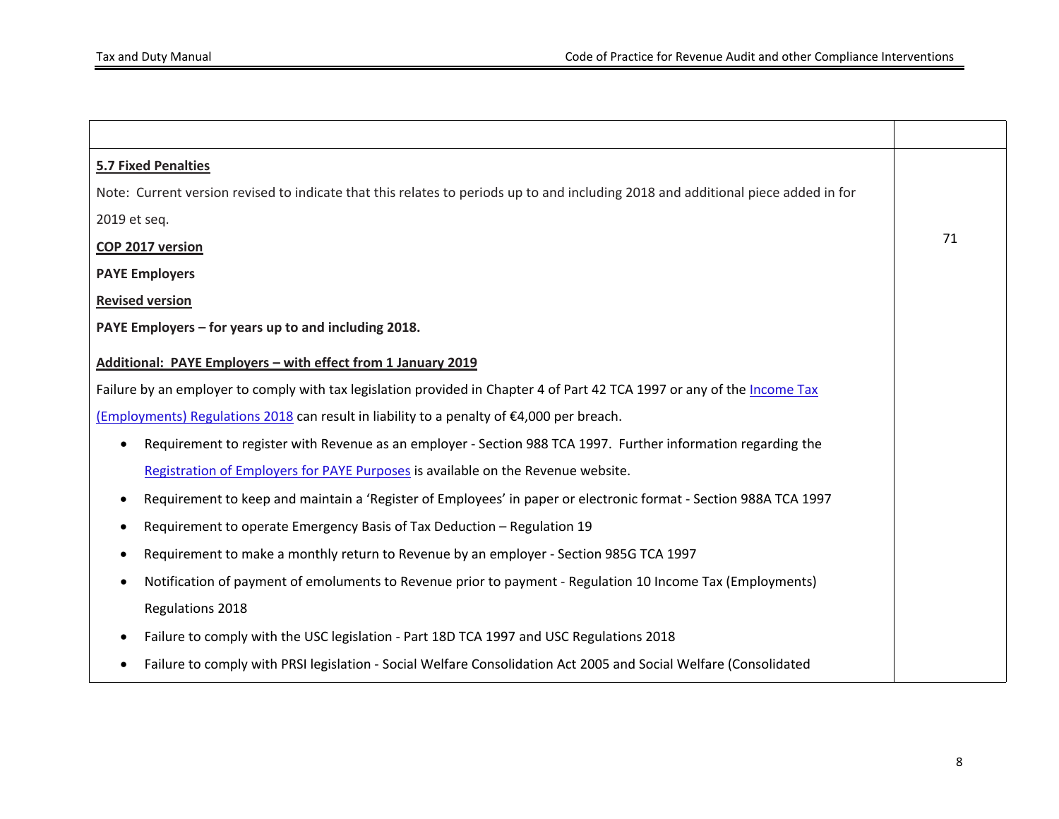| | |
|---|---|
| **5.7 Fixed Penalties**<br><br>Note: Current version revised to indicate that this relates to periods up to and including 2018 and additional piece added in for 2019 et seq.<br><br>**COP 2017 version**<br><br>**PAYE Employers**<br><br>**Revised version**<br><br>**PAYE Employers – for years up to and including 2018.**<br><br>**Additional: PAYE Employers – with effect from 1 January 2019**<br><br>Failure by an employer to comply with tax legislation provided in Chapter 4 of Part 42 TCA 1997 or any of the Income Tax (Employments) Regulations 2018 can result in liability to a penalty of €4,000 per breach.<br><br>• Requirement to register with Revenue as an employer - Section 988 TCA 1997. Further information regarding the Registration of Employers for PAYE Purposes is available on the Revenue website.<br>• Requirement to keep and maintain a 'Register of Employees' in paper or electronic format - Section 988A TCA 1997<br>• Requirement to operate Emergency Basis of Tax Deduction – Regulation 19<br>• Requirement to make a monthly return to Revenue by an employer - Section 985G TCA 1997<br>• Notification of payment of emoluments to Revenue prior to payment - Regulation 10 Income Tax (Employments) Regulations 2018<br>• Failure to comply with the USC legislation - Part 18D TCA 1997 and USC Regulations 2018<br>• Failure to comply with PRSI legislation - Social Welfare Consolidation Act 2005 and Social Welfare (Consolidated | 71 |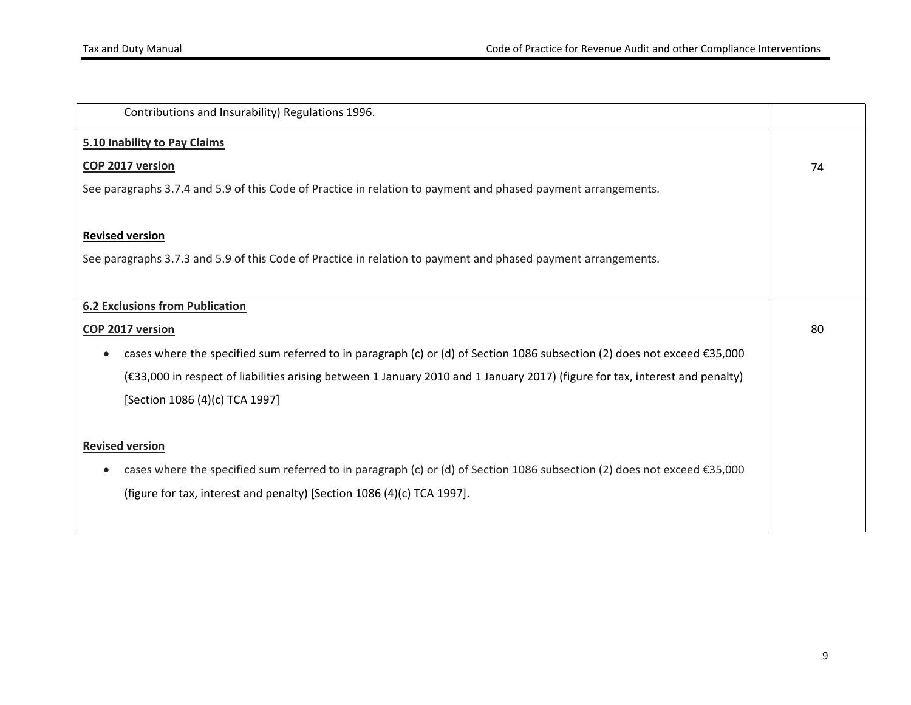| | |
|---|---|
| Contributions and Insurability) Regulations 1996. | |
| **5.10 Inability to Pay Claims**<br>**COP 2017 version**<br>See paragraphs 3.7.4 and 5.9 of this Code of Practice in relation to payment and phased payment arrangements.<br><br>**Revised version**<br>See paragraphs 3.7.3 and 5.9 of this Code of Practice in relation to payment and phased payment arrangements. | 74 |
| **6.2 Exclusions from Publication**<br>**COP 2017 version**<br>• cases where the specified sum referred to in paragraph (c) or (d) of Section 1086 subsection (2) does not exceed €35,000 (€33,000 in respect of liabilities arising between 1 January 2010 and 1 January 2017) (figure for tax, interest and penalty) [Section 1086 (4)(c) TCA 1997]<br><br>**Revised version**<br>• cases where the specified sum referred to in paragraph (c) or (d) of Section 1086 subsection (2) does not exceed €35,000 (figure for tax, interest and penalty) [Section 1086 (4)(c) TCA 1997]. | 80 |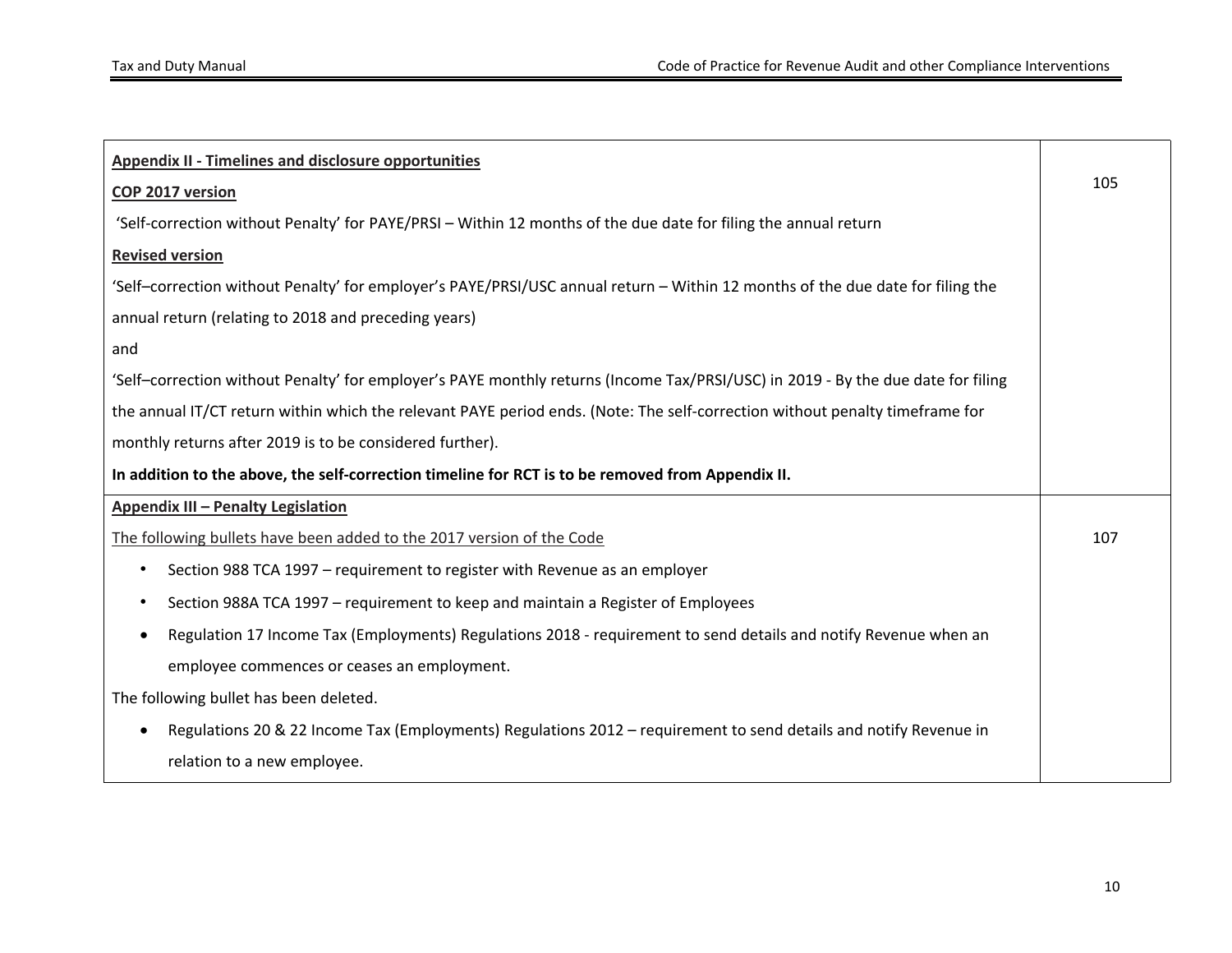| | |
|---|---|
| **Appendix II - Timelines and disclosure opportunities**<br>**COP 2017 version**<br>'Self-correction without Penalty' for PAYE/PRSI – Within 12 months of the due date for filing the annual return<br>**Revised version**<br>'Self–correction without Penalty' for employer's PAYE/PRSI/USC annual return – Within 12 months of the due date for filing the annual return (relating to 2018 and preceding years)<br>and<br>'Self–correction without Penalty' for employer's PAYE monthly returns (Income Tax/PRSI/USC) in 2019 - By the due date for filing the annual IT/CT return within which the relevant PAYE period ends. (Note: The self-correction without penalty timeframe for monthly returns after 2019 is to be considered further).<br>**In addition to the above, the self-correction timeline for RCT is to be removed from Appendix II.** | 105 |
| **Appendix III – Penalty Legislation**<br>The following bullets have been added to the 2017 version of the Code<br>• Section 988 TCA 1997 – requirement to register with Revenue as an employer<br>• Section 988A TCA 1997 – requirement to keep and maintain a Register of Employees<br>• Regulation 17 Income Tax (Employments) Regulations 2018 - requirement to send details and notify Revenue when an employee commences or ceases an employment.<br>The following bullet has been deleted.<br>• Regulations 20 & 22 Income Tax (Employments) Regulations 2012 – requirement to send details and notify Revenue in relation to a new employee. | 107 |